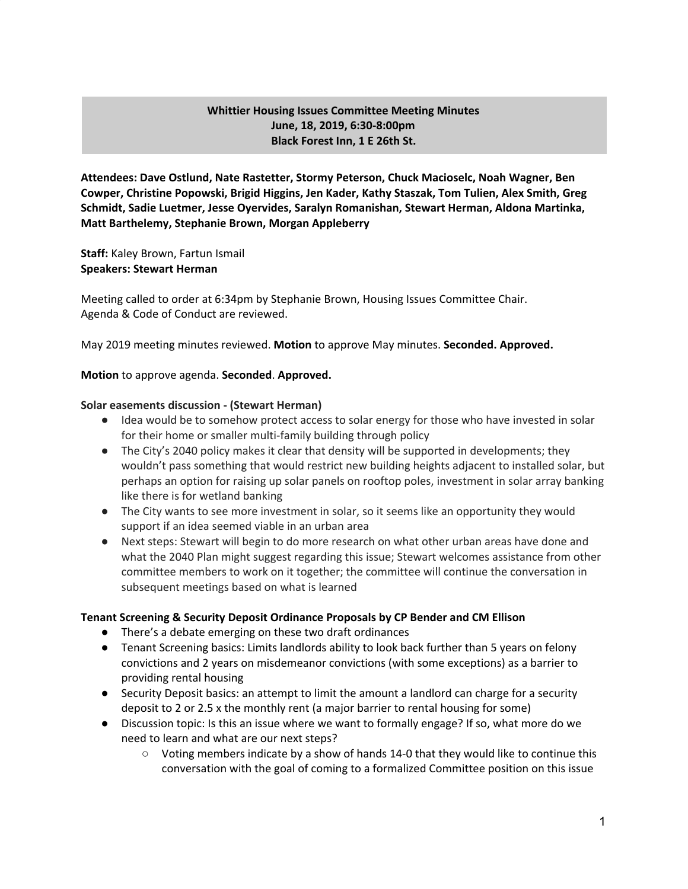# Whittier Housing Issues Committee Meeting Minutes
**June, 18, 2019, 6:30-8:00pm**
**Black Forest Inn, 1 E 26th St.**

**Attendees: Dave Ostlund, Nate Rastetter, Stormy Peterson, Chuck Macioselc, Noah Wagner, Ben Cowper, Christine Popowski, Brigid Higgins, Jen Kader, Kathy Staszak, Tom Tulien, Alex Smith, Greg Schmidt, Sadie Luetmer, Jesse Oyervides, Saralyn Romanishan, Stewart Herman, Aldona Martinka, Matt Barthelemy, Stephanie Brown, Morgan Appleberry**

**Staff:** Kaley Brown, Fartun Ismail
**Speakers: Stewart Herman**

Meeting called to order at 6:34pm by Stephanie Brown, Housing Issues Committee Chair.
Agenda & Code of Conduct are reviewed.

May 2019 meeting minutes reviewed. **Motion** to approve May minutes. **Seconded. Approved.**

**Motion** to approve agenda. **Seconded**. **Approved.**

**Solar easements discussion - (Stewart Herman)**

- Idea would be to somehow protect access to solar energy for those who have invested in solar for their home or smaller multi-family building through policy
- The City's 2040 policy makes it clear that density will be supported in developments; they wouldn't pass something that would restrict new building heights adjacent to installed solar, but perhaps an option for raising up solar panels on rooftop poles, investment in solar array banking like there is for wetland banking
- The City wants to see more investment in solar, so it seems like an opportunity they would support if an idea seemed viable in an urban area
- Next steps: Stewart will begin to do more research on what other urban areas have done and what the 2040 Plan might suggest regarding this issue; Stewart welcomes assistance from other committee members to work on it together; the committee will continue the conversation in subsequent meetings based on what is learned

**Tenant Screening & Security Deposit Ordinance Proposals by CP Bender and CM Ellison**

- There's a debate emerging on these two draft ordinances
- Tenant Screening basics: Limits landlords ability to look back further than 5 years on felony convictions and 2 years on misdemeanor convictions (with some exceptions) as a barrier to providing rental housing
- Security Deposit basics: an attempt to limit the amount a landlord can charge for a security deposit to 2 or 2.5 x the monthly rent (a major barrier to rental housing for some)
- Discussion topic: Is this an issue where we want to formally engage? If so, what more do we need to learn and what are our next steps?
    - Voting members indicate by a show of hands 14-0 that they would like to continue this conversation with the goal of coming to a formalized Committee position on this issue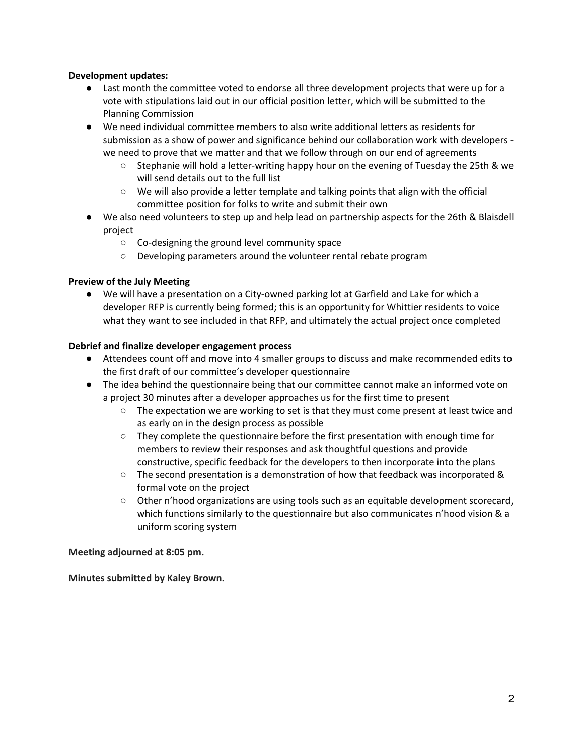**Development updates:**

- Last month the committee voted to endorse all three development projects that were up for a vote with stipulations laid out in our official position letter, which will be submitted to the Planning Commission
- We need individual committee members to also write additional letters as residents for submission as a show of power and significance behind our collaboration work with developers - we need to prove that we matter and that we follow through on our end of agreements
    - Stephanie will hold a letter-writing happy hour on the evening of Tuesday the 25th & we will send details out to the full list
    - We will also provide a letter template and talking points that align with the official committee position for folks to write and submit their own
- We also need volunteers to step up and help lead on partnership aspects for the 26th & Blaisdell project
    - Co-designing the ground level community space
    - Developing parameters around the volunteer rental rebate program

**Preview of the July Meeting**

- We will have a presentation on a City-owned parking lot at Garfield and Lake for which a developer RFP is currently being formed; this is an opportunity for Whittier residents to voice what they want to see included in that RFP, and ultimately the actual project once completed

**Debrief and finalize developer engagement process**

- Attendees count off and move into 4 smaller groups to discuss and make recommended edits to the first draft of our committee's developer questionnaire
- The idea behind the questionnaire being that our committee cannot make an informed vote on a project 30 minutes after a developer approaches us for the first time to present
    - The expectation we are working to set is that they must come present at least twice and as early on in the design process as possible
    - They complete the questionnaire before the first presentation with enough time for members to review their responses and ask thoughtful questions and provide constructive, specific feedback for the developers to then incorporate into the plans
    - The second presentation is a demonstration of how that feedback was incorporated & formal vote on the project
    - Other n'hood organizations are using tools such as an equitable development scorecard, which functions similarly to the questionnaire but also communicates n'hood vision & a uniform scoring system

**Meeting adjourned at 8:05 pm.**

**Minutes submitted by Kaley Brown.**